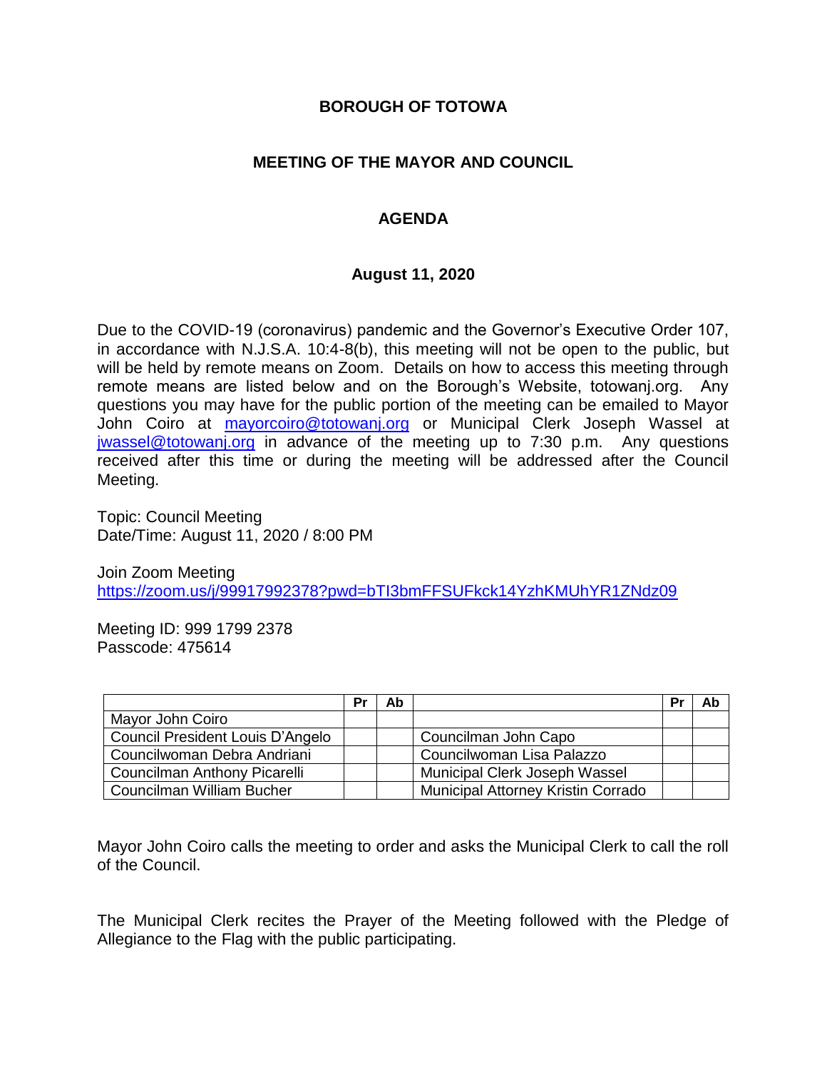# BOROUGH OF TOTOWA

## MEETING OF THE MAYOR AND COUNCIL

## AGENDA

### August 11, 2020

Due to the COVID-19 (coronavirus) pandemic and the Governor's Executive Order 107, in accordance with N.J.S.A. 10:4-8(b), this meeting will not be open to the public, but will be held by remote means on Zoom. Details on how to access this meeting through remote means are listed below and on the Borough's Website, totowanj.org. Any questions you may have for the public portion of the meeting can be emailed to Mayor John Coiro at mayorcoiro@totowanj.org or Municipal Clerk Joseph Wassel at jwassel@totowanj.org in advance of the meeting up to 7:30 p.m. Any questions received after this time or during the meeting will be addressed after the Council Meeting.

Topic: Council Meeting
Date/Time: August 11, 2020 / 8:00 PM

Join Zoom Meeting
https://zoom.us/j/99917992378?pwd=bTI3bmFFSUFkck14YzhKMUhYR1ZNdz09

Meeting ID: 999 1799 2378
Passcode: 475614

| | Pr | Ab | | Pr | Ab |
|---|---|---|---|---|---|
| Mayor John Coiro | | | | | |
| Council President Louis D'Angelo | | | Councilman John Capo | | |
| Councilwoman Debra Andriani | | | Councilwoman Lisa Palazzo | | |
| Councilman Anthony Picarelli | | | Municipal Clerk Joseph Wassel | | |
| Councilman William Bucher | | | Municipal Attorney Kristin Corrado | | |

Mayor John Coiro calls the meeting to order and asks the Municipal Clerk to call the roll of the Council.

The Municipal Clerk recites the Prayer of the Meeting followed with the Pledge of Allegiance to the Flag with the public participating.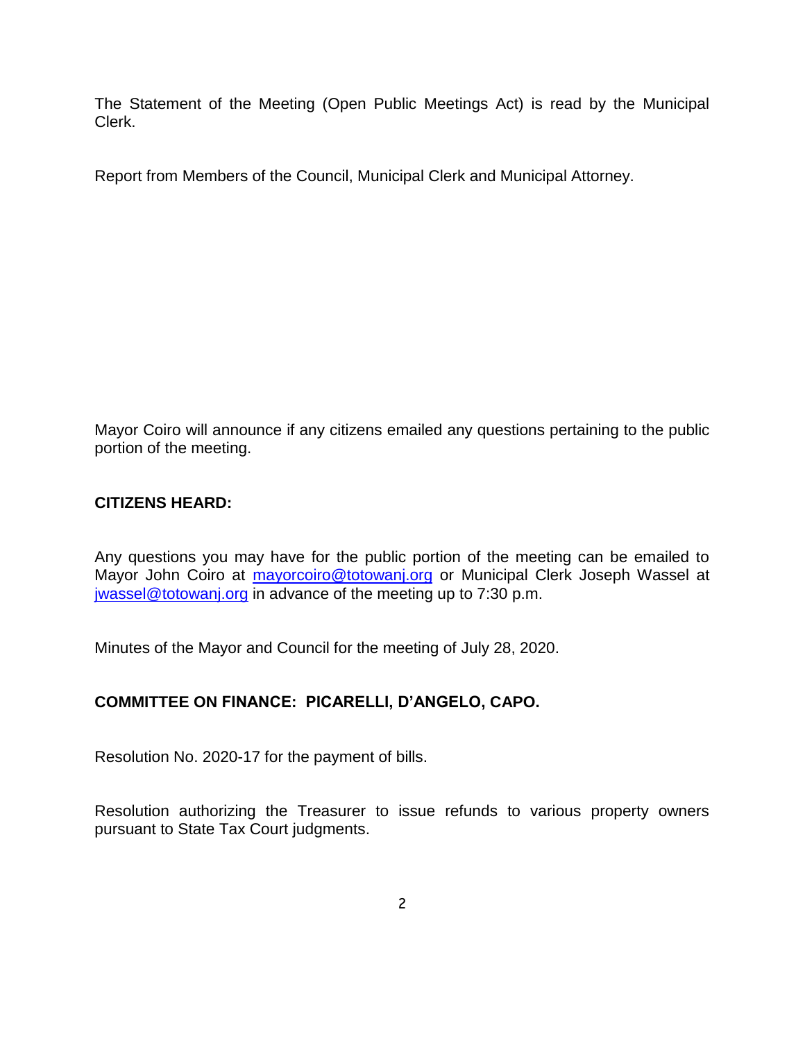The Statement of the Meeting (Open Public Meetings Act) is read by the Municipal Clerk.

Report from Members of the Council, Municipal Clerk and Municipal Attorney.

Mayor Coiro will announce if any citizens emailed any questions pertaining to the public portion of the meeting.

**CITIZENS HEARD:**

Any questions you may have for the public portion of the meeting can be emailed to Mayor John Coiro at [mayorcoiro@totowanj.org](mailto:mayorcoiro@totowanj.org) or Municipal Clerk Joseph Wassel at [jwassel@totowanj.org](mailto:jwassel@totowanj.org) in advance of the meeting up to 7:30 p.m.

Minutes of the Mayor and Council for the meeting of July 28, 2020.

**COMMITTEE ON FINANCE: PICARELLI, D'ANGELO, CAPO.**

Resolution No. 2020-17 for the payment of bills.

Resolution authorizing the Treasurer to issue refunds to various property owners pursuant to State Tax Court judgments.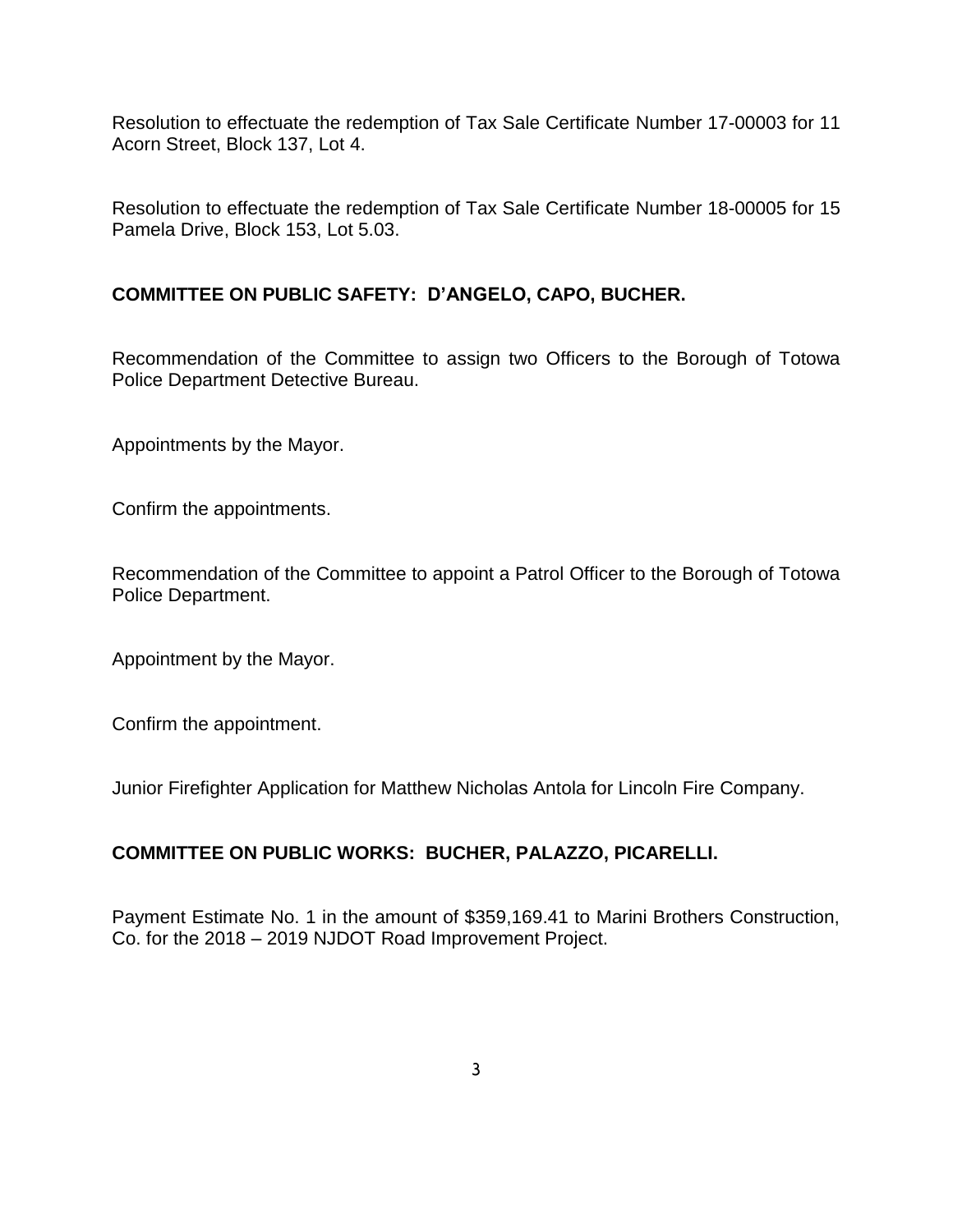Resolution to effectuate the redemption of Tax Sale Certificate Number 17-00003 for 11 Acorn Street, Block 137, Lot 4.

Resolution to effectuate the redemption of Tax Sale Certificate Number 18-00005 for 15 Pamela Drive, Block 153, Lot 5.03.

**COMMITTEE ON PUBLIC SAFETY: D'ANGELO, CAPO, BUCHER.**

Recommendation of the Committee to assign two Officers to the Borough of Totowa Police Department Detective Bureau.

Appointments by the Mayor.

Confirm the appointments.

Recommendation of the Committee to appoint a Patrol Officer to the Borough of Totowa Police Department.

Appointment by the Mayor.

Confirm the appointment.

Junior Firefighter Application for Matthew Nicholas Antola for Lincoln Fire Company.

**COMMITTEE ON PUBLIC WORKS: BUCHER, PALAZZO, PICARELLI.**

Payment Estimate No. 1 in the amount of $359,169.41 to Marini Brothers Construction, Co. for the 2018 – 2019 NJDOT Road Improvement Project.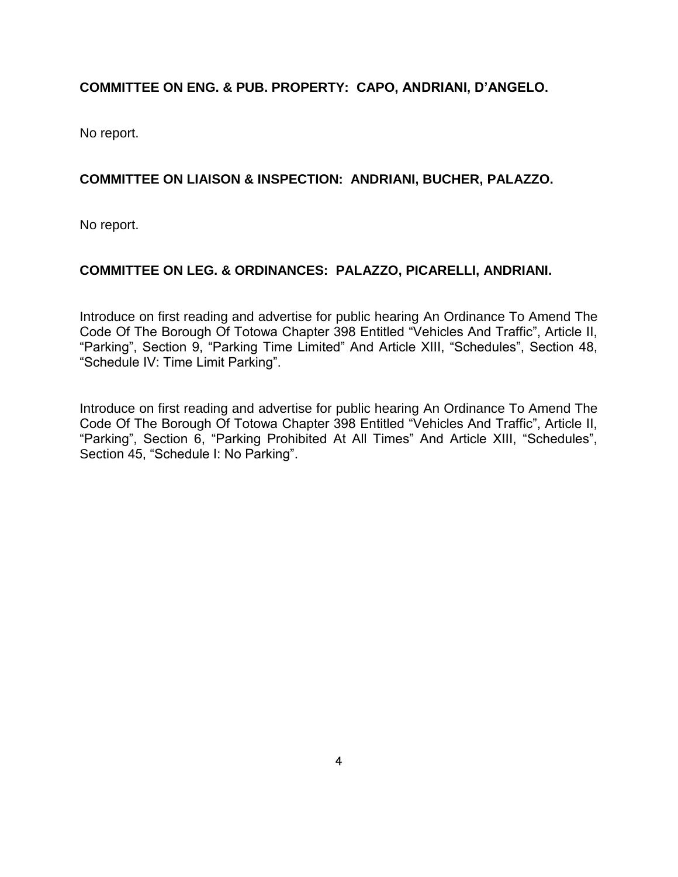**COMMITTEE ON ENG. & PUB. PROPERTY: CAPO, ANDRIANI, D'ANGELO.**

No report.

**COMMITTEE ON LIAISON & INSPECTION: ANDRIANI, BUCHER, PALAZZO.**

No report.

**COMMITTEE ON LEG. & ORDINANCES: PALAZZO, PICARELLI, ANDRIANI.**

Introduce on first reading and advertise for public hearing An Ordinance To Amend The Code Of The Borough Of Totowa Chapter 398 Entitled "Vehicles And Traffic", Article II, "Parking", Section 9, "Parking Time Limited" And Article XIII, "Schedules", Section 48, "Schedule IV: Time Limit Parking".

Introduce on first reading and advertise for public hearing An Ordinance To Amend The Code Of The Borough Of Totowa Chapter 398 Entitled "Vehicles And Traffic", Article II, "Parking", Section 6, "Parking Prohibited At All Times" And Article XIII, "Schedules", Section 45, "Schedule I: No Parking".